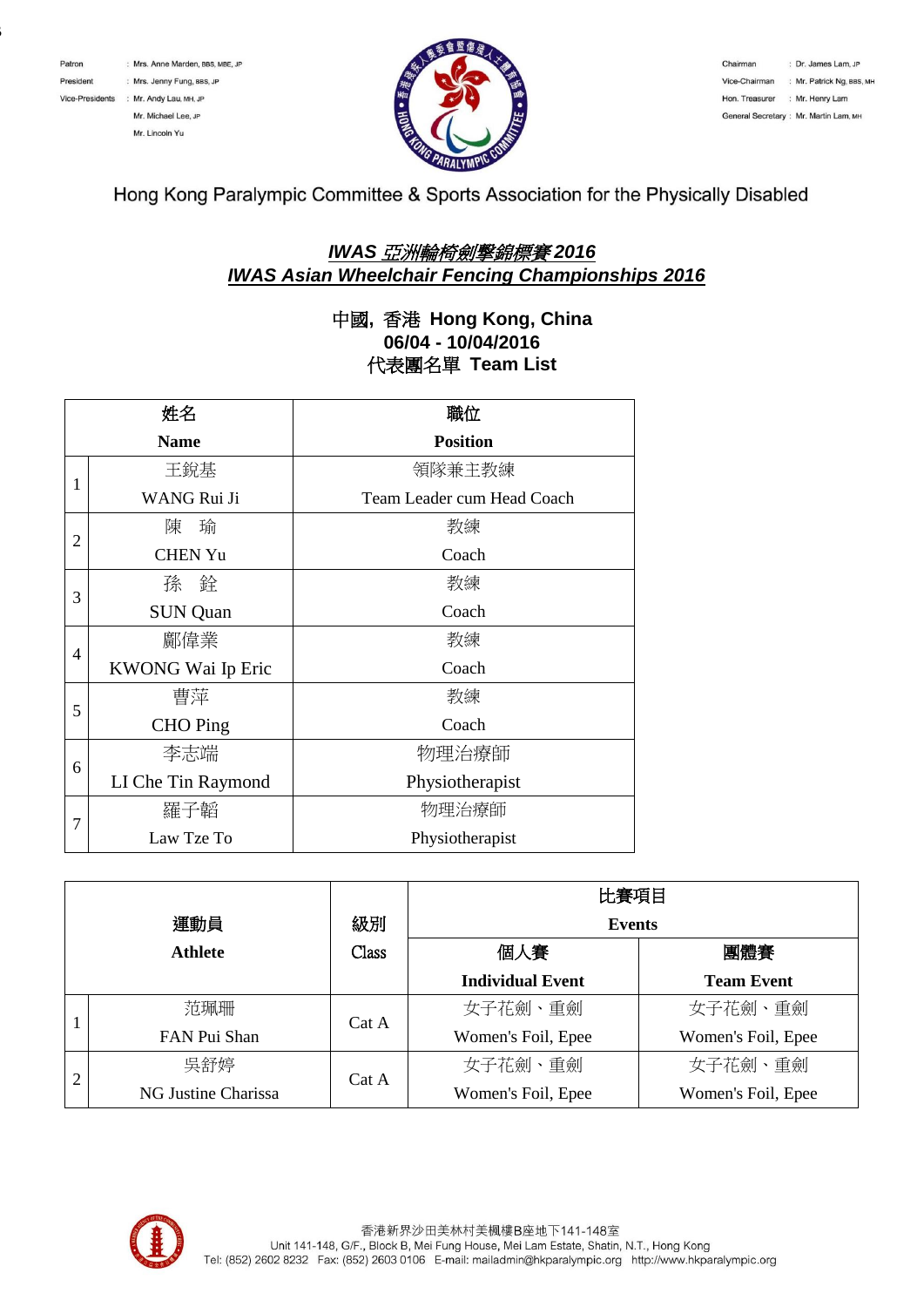Patron : Mrs. Anne Marden, BBS, MBE, JP
President : Mrs. Jenny Fung, BBS, JP
Vice-Presidents : Mr. Andy Lau, MH, JP
Mr. Michael Lee, JP
Mr. Lincoln Yu

Chairman : Dr. James Lam, JP
Vice-Chairman : Mr. Patrick Ng, BBS, MH
Hon. Treasurer : Mr. Henry Lam
General Secretary : Mr. Martin Lam, MH

Hong Kong Paralympic Committee & Sports Association for the Physically Disabled

## *IWAS 亞洲輪椅劍擊錦標賽 2016*
## *IWAS Asian Wheelchair Fencing Championships 2016*

**中國, 香港 Hong Kong, China**
**06/04 - 10/04/2016**
**代表團名單 Team List**

| | 姓名 **Name** | 職位 **Position** |
|---|---|---|
| 1 | 王銳基 WANG Rui Ji | 領隊兼主教練 Team Leader cum Head Coach |
| 2 | 陳 瑜 CHEN Yu | 教練 Coach |
| 3 | 孫 銓 SUN Quan | 教練 Coach |
| 4 | 鄺偉業 KWONG Wai Ip Eric | 教練 Coach |
| 5 | 曹萍 CHO Ping | 教練 Coach |
| 6 | 李志端 LI Che Tin Raymond | 物理治療師 Physiotherapist |
| 7 | 羅子韜 Law Tze To | 物理治療師 Physiotherapist |

| | 運動員 **Athlete** | 級別 Class | 比賽項目 **Events** | |
|---|---|---|---|---|
| | | | 個人賽 **Individual Event** | 團體賽 **Team Event** |
| 1 | 范珮珊 FAN Pui Shan | Cat A | 女子花劍、重劍 Women's Foil, Epee | 女子花劍、重劍 Women's Foil, Epee |
| 2 | 吳舒婷 NG Justine Charissa | Cat A | 女子花劍、重劍 Women's Foil, Epee | 女子花劍、重劍 Women's Foil, Epee |

香港新界沙田美林村美楓樓B座地下141-148室
Unit 141-148, G/F., Block B, Mei Fung House, Mei Lam Estate, Shatin, N.T., Hong Kong
Tel: (852) 2602 8232 Fax: (852) 2603 0106 E-mail: mailadmin@hkparalympic.org http://www.hkparalympic.org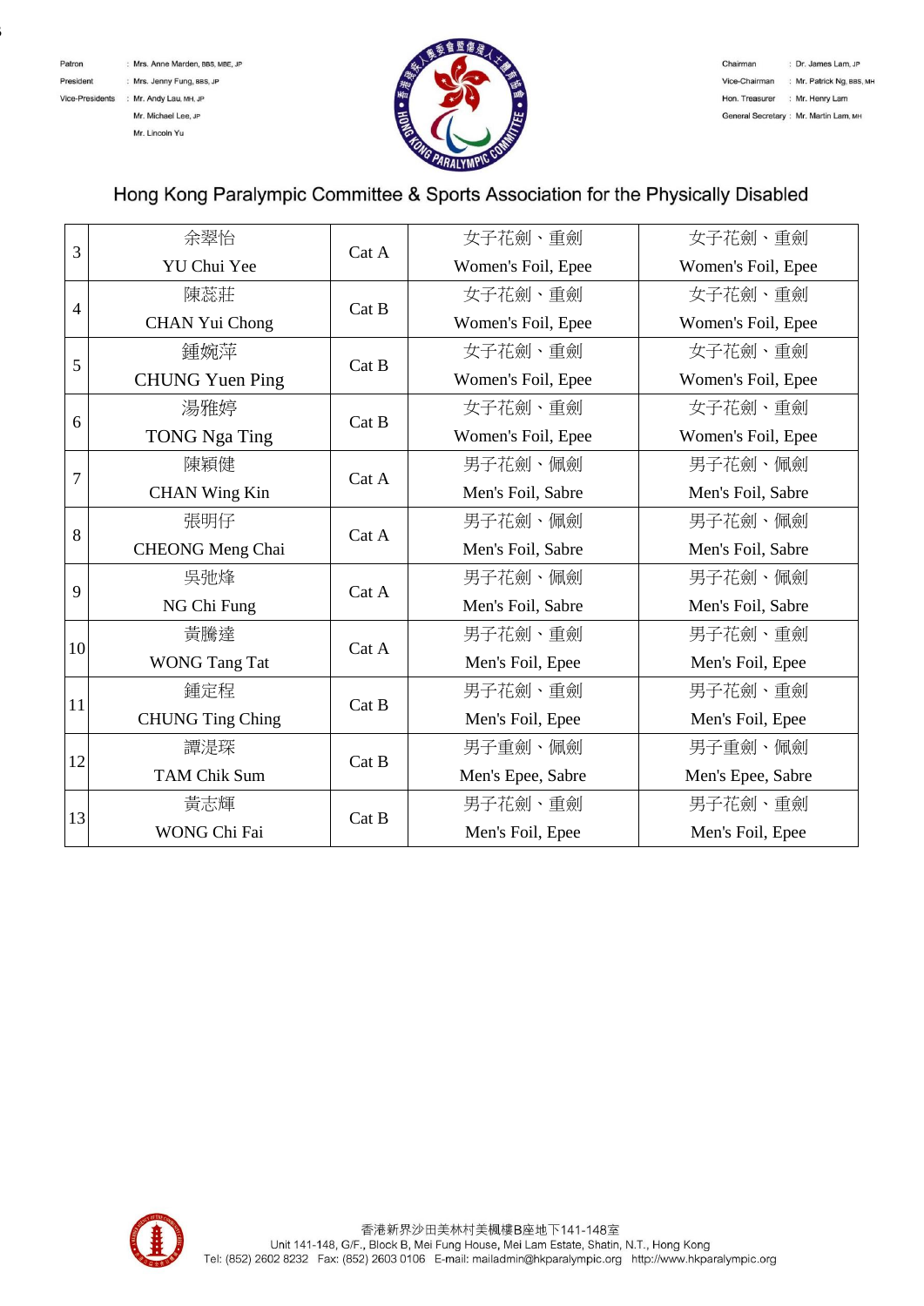Patron : Mrs. Anne Marden, BBS, MBE, JP
President : Mrs. Jenny Fung, BBS, JP
Vice-Presidents : Mr. Andy Lau, MH, JP
Mr. Michael Lee, JP
Mr. Lincoln Yu

Chairman : Dr. James Lam, JP
Vice-Chairman : Mr. Patrick Ng, BBS, MH
Hon. Treasurer : Mr. Henry Lam
General Secretary : Mr. Martin Lam, MH

# Hong Kong Paralympic Committee & Sports Association for the Physically Disabled

| | | | | |
|---|---|---|---|---|
| 3 | 余翠怡<br>YU Chui Yee | Cat A | 女子花劍、重劍<br>Women's Foil, Epee | 女子花劍、重劍<br>Women's Foil, Epee |
| 4 | 陳蕊莊<br>CHAN Yui Chong | Cat B | 女子花劍、重劍<br>Women's Foil, Epee | 女子花劍、重劍<br>Women's Foil, Epee |
| 5 | 鍾婉萍<br>CHUNG Yuen Ping | Cat B | 女子花劍、重劍<br>Women's Foil, Epee | 女子花劍、重劍<br>Women's Foil, Epee |
| 6 | 湯雅婷<br>TONG Nga Ting | Cat B | 女子花劍、重劍<br>Women's Foil, Epee | 女子花劍、重劍<br>Women's Foil, Epee |
| 7 | 陳穎健<br>CHAN Wing Kin | Cat A | 男子花劍、佩劍<br>Men's Foil, Sabre | 男子花劍、佩劍<br>Men's Foil, Sabre |
| 8 | 張明仔<br>CHEONG Meng Chai | Cat A | 男子花劍、佩劍<br>Men's Foil, Sabre | 男子花劍、佩劍<br>Men's Foil, Sabre |
| 9 | 吳弛烽<br>NG Chi Fung | Cat A | 男子花劍、佩劍<br>Men's Foil, Sabre | 男子花劍、佩劍<br>Men's Foil, Sabre |
| 10 | 黃騰達<br>WONG Tang Tat | Cat A | 男子花劍、重劍<br>Men's Foil, Epee | 男子花劍、重劍<br>Men's Foil, Epee |
| 11 | 鍾定程<br>CHUNG Ting Ching | Cat B | 男子花劍、重劍<br>Men's Foil, Epee | 男子花劍、重劍<br>Men's Foil, Epee |
| 12 | 譚浞琛<br>TAM Chik Sum | Cat B | 男子重劍、佩劍<br>Men's Epee, Sabre | 男子重劍、佩劍<br>Men's Epee, Sabre |
| 13 | 黃志輝<br>WONG Chi Fai | Cat B | 男子花劍、重劍<br>Men's Foil, Epee | 男子花劍、重劍<br>Men's Foil, Epee |

香港新界沙田美林村美楓樓B座地下141-148室
Unit 141-148, G/F., Block B, Mei Fung House, Mei Lam Estate, Shatin, N.T., Hong Kong
Tel: (852) 2602 8232 Fax: (852) 2603 0106 E-mail: mailadmin@hkparalympic.org http://www.hkparalympic.org